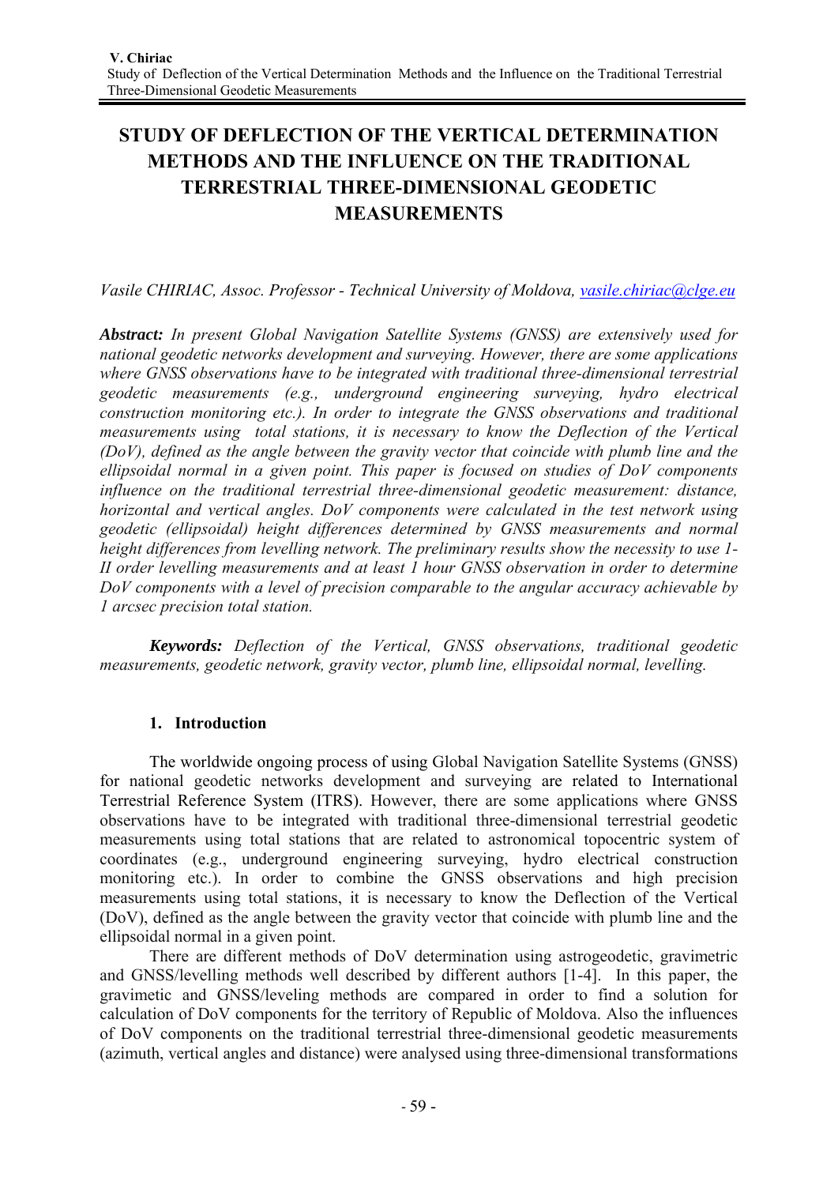# STUDY OF DEFLECTION OF THE VERTICAL DETERMINATION METHODS AND THE INFLUENCE ON THE TRADITIONAL TERRESTRIAL THREE-DIMENSIONAL GEODETIC MEASUREMENTS

*Vasile CHIRIAC, Assoc. Professor - Technical University of Moldova, vasile.chiriac@clge.eu*

***Abstract:*** *In present Global Navigation Satellite Systems (GNSS) are extensively used for national geodetic networks development and surveying. However, there are some applications where GNSS observations have to be integrated with traditional three-dimensional terrestrial geodetic measurements (e.g., underground engineering surveying, hydro electrical construction monitoring etc.). In order to integrate the GNSS observations and traditional measurements using total stations, it is necessary to know the Deflection of the Vertical (DoV), defined as the angle between the gravity vector that coincide with plumb line and the ellipsoidal normal in a given point. This paper is focused on studies of DoV components influence on the traditional terrestrial three-dimensional geodetic measurement: distance, horizontal and vertical angles. DoV components were calculated in the test network using geodetic (ellipsoidal) height differences determined by GNSS measurements and normal height differences from levelling network. The preliminary results show the necessity to use I-II order levelling measurements and at least 1 hour GNSS observation in order to determine DoV components with a level of precision comparable to the angular accuracy achievable by 1 arcsec precision total station.*

***Keywords:*** *Deflection of the Vertical, GNSS observations, traditional geodetic measurements, geodetic network, gravity vector, plumb line, ellipsoidal normal, levelling.*

## 1. Introduction

The worldwide ongoing process of using Global Navigation Satellite Systems (GNSS) for national geodetic networks development and surveying are related to International Terrestrial Reference System (ITRS). However, there are some applications where GNSS observations have to be integrated with traditional three-dimensional terrestrial geodetic measurements using total stations that are related to astronomical topocentric system of coordinates (e.g., underground engineering surveying, hydro electrical construction monitoring etc.). In order to combine the GNSS observations and high precision measurements using total stations, it is necessary to know the Deflection of the Vertical (DoV), defined as the angle between the gravity vector that coincide with plumb line and the ellipsoidal normal in a given point.

There are different methods of DoV determination using astrogeodetic, gravimetric and GNSS/levelling methods well described by different authors [1-4]. In this paper, the gravimetic and GNSS/leveling methods are compared in order to find a solution for calculation of DoV components for the territory of Republic of Moldova. Also the influences of DoV components on the traditional terrestrial three-dimensional geodetic measurements (azimuth, vertical angles and distance) were analysed using three-dimensional transformations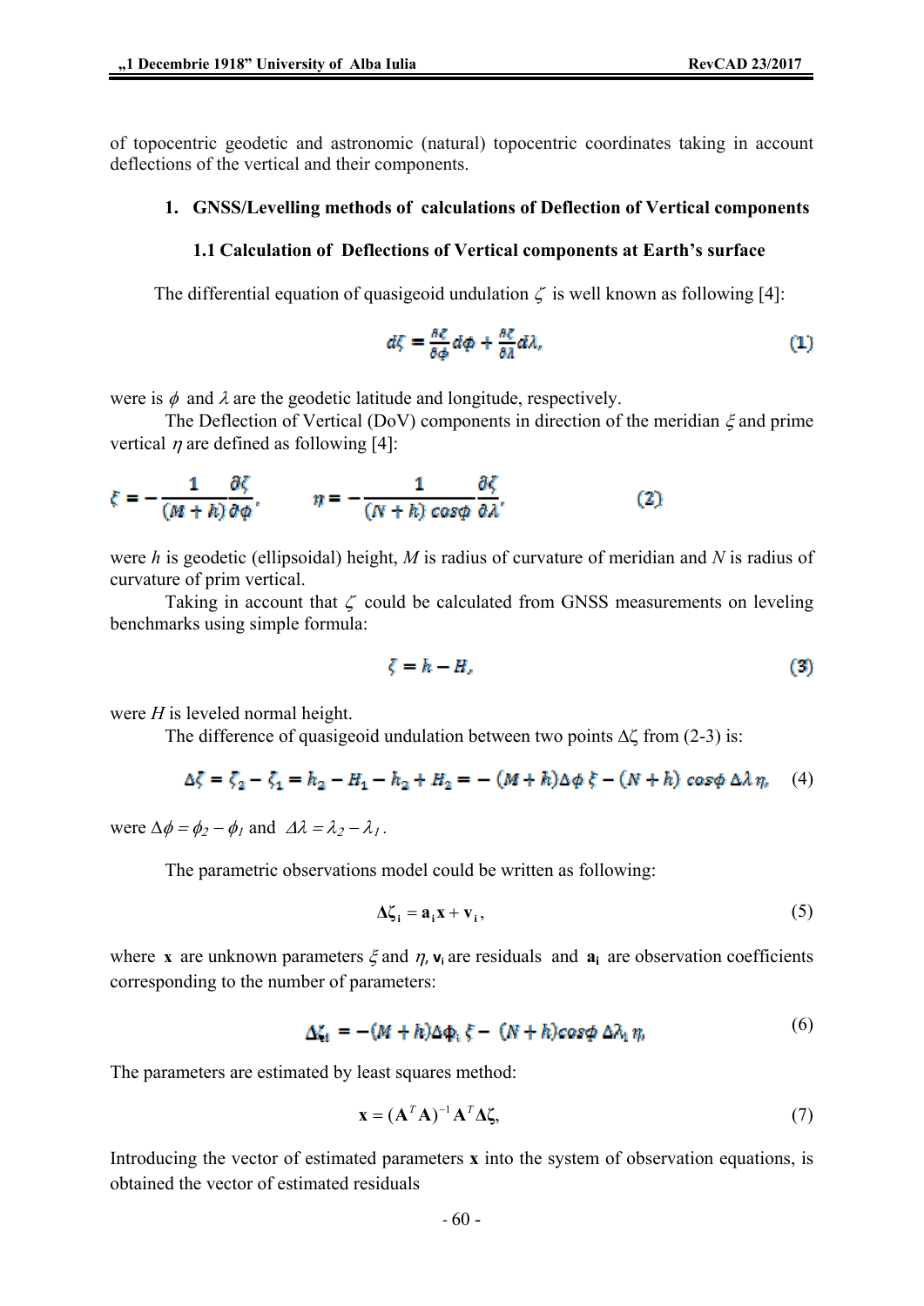of topocentric geodetic and astronomic (natural) topocentric coordinates taking in account deflections of the vertical and their components.

## 1. GNSS/Levelling methods of calculations of Deflection of Vertical components

### 1.1 Calculation of Deflections of Vertical components at Earth's surface

The differential equation of quasigeoid undulation $\zeta$ is well known as following [4]:

$$d\zeta = \frac{\partial \zeta}{\partial \phi} d\phi + \frac{\partial \zeta}{\partial \lambda} d\lambda, \tag{1}$$

were is $\phi$ and $\lambda$ are the geodetic latitude and longitude, respectively.

The Deflection of Vertical (DoV) components in direction of the meridian $\xi$ and prime vertical $\eta$ are defined as following [4]:

$$\xi = -\frac{1}{(M+h)} \frac{\partial \zeta}{\partial \phi}, \qquad \eta = -\frac{1}{(N+h)\cos\phi} \frac{\partial \zeta}{\partial \lambda}, \tag{2}$$

were $h$ is geodetic (ellipsoidal) height, $M$ is radius of curvature of meridian and $N$ is radius of curvature of prim vertical.

Taking in account that $\zeta$ could be calculated from GNSS measurements on leveling benchmarks using simple formula:

$$\zeta = h - H, \tag{3}$$

were $H$ is leveled normal height.

The difference of quasigeoid undulation between two points $\Delta\zeta$ from (2-3) is:

$$\Delta\zeta = \zeta_2 - \zeta_1 = h_2 - H_1 - h_2 + H_2 = -(M+h)\Delta\phi\,\xi - (N+h)\cos\phi\,\Delta\lambda\,\eta, \tag{4}$$

were $\Delta\phi = \phi_2 - \phi_1$ and $\Delta\lambda = \lambda_2 - \lambda_1$.

The parametric observations model could be written as following:

$$\Delta\zeta_i = \mathbf{a}_i \mathbf{x} + \mathbf{v}_i, \tag{5}$$

where $\mathbf{x}$ are unknown parameters $\xi$ and $\eta$, $\mathbf{v}_i$ are residuals and $\mathbf{a}_i$ are observation coefficients corresponding to the number of parameters:

$$\Delta\zeta_i = -(M+h)\Delta\phi_i\,\xi - (N+h)\cos\phi\,\Delta\lambda_i\,\eta, \tag{6}$$

The parameters are estimated by least squares method:

$$\mathbf{x} = (\mathbf{A}^T\mathbf{A})^{-1}\mathbf{A}^T\Delta\zeta, \tag{7}$$

Introducing the vector of estimated parameters $\mathbf{x}$ into the system of observation equations, is obtained the vector of estimated residuals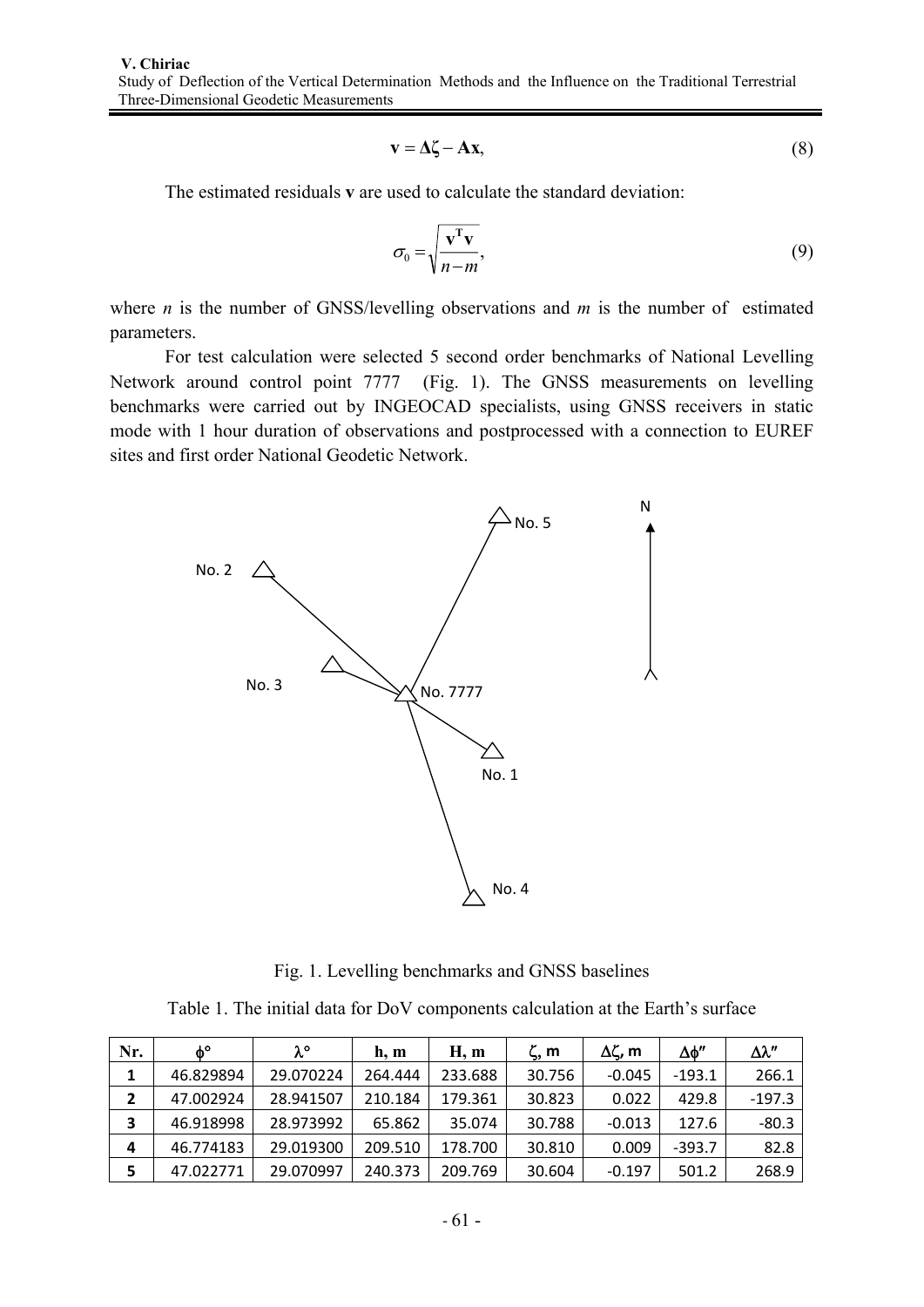$$\mathbf{v} = \Delta\boldsymbol{\zeta} - \mathbf{A}\mathbf{x}, \tag{8}$$

The estimated residuals **v** are used to calculate the standard deviation:

$$\sigma_0 = \sqrt{\frac{\mathbf{v}^{\mathbf{T}}\mathbf{v}}{n-m}}, \tag{9}$$

where $n$ is the number of GNSS/levelling observations and $m$ is the number of estimated parameters.

For test calculation were selected 5 second order benchmarks of National Levelling Network around control point 7777 (Fig. 1). The GNSS measurements on levelling benchmarks were carried out by INGEOCAD specialists, using GNSS receivers in static mode with 1 hour duration of observations and postprocessed with a connection to EUREF sites and first order National Geodetic Network.

Fig. 1. Levelling benchmarks and GNSS baselines

Table 1. The initial data for DoV components calculation at the Earth's surface

| Nr. | $\phi$° | $\lambda$° | h, m | H, m | $\zeta$, m | $\Delta\zeta$, m | $\Delta\phi''$ | $\Delta\lambda''$ |
|---|---|---|---|---|---|---|---|---|
| 1 | 46.829894 | 29.070224 | 264.444 | 233.688 | 30.756 | -0.045 | -193.1 | 266.1 |
| 2 | 47.002924 | 28.941507 | 210.184 | 179.361 | 30.823 | 0.022 | 429.8 | -197.3 |
| 3 | 46.918998 | 28.973992 | 65.862 | 35.074 | 30.788 | -0.013 | 127.6 | -80.3 |
| 4 | 46.774183 | 29.019300 | 209.510 | 178.700 | 30.810 | 0.009 | -393.7 | 82.8 |
| 5 | 47.022771 | 29.070997 | 240.373 | 209.769 | 30.604 | -0.197 | 501.2 | 268.9 |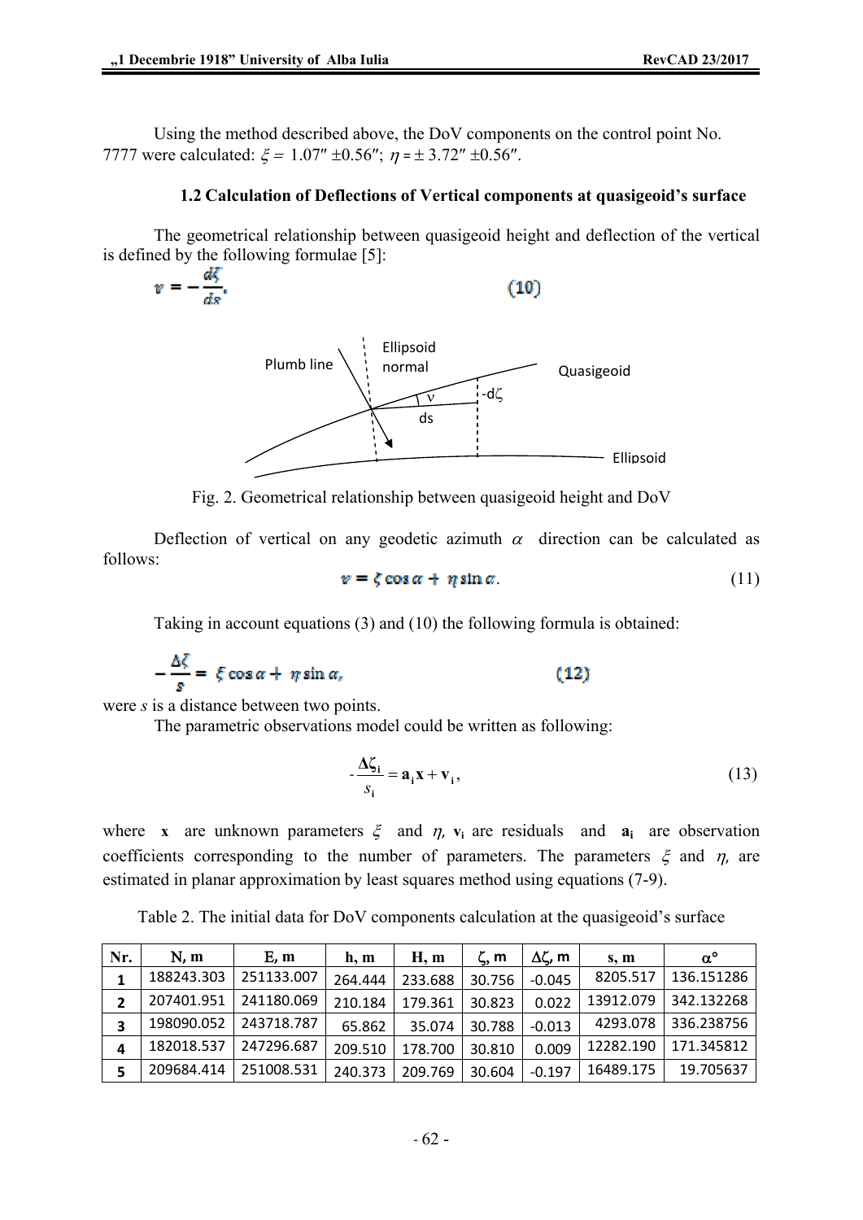Using the method described above, the DoV components on the control point No. 7777 were calculated: $\xi = 1.07'' \pm 0.56''$; $\eta = \pm 3.72'' \pm 0.56''$.

### 1.2 Calculation of Deflections of Vertical components at quasigeoid's surface

The geometrical relationship between quasigeoid height and deflection of the vertical is defined by the following formulae [5]:

$$v = -\frac{d\zeta}{ds}. \tag{10}$$

Fig. 2. Geometrical relationship between quasigeoid height and DoV

Deflection of vertical on any geodetic azimuth $\alpha$ direction can be calculated as follows:

$$v = \zeta \cos\alpha + \eta \sin\alpha. \tag{11}$$

Taking in account equations (3) and (10) the following formula is obtained:

$$-\frac{\Delta\zeta}{s} = \xi \cos\alpha + \eta \sin\alpha, \tag{12}$$

were $s$ is a distance between two points.

The parametric observations model could be written as following:

$$-\frac{\Delta\zeta_i}{s_i} = \mathbf{a}_i \mathbf{x} + \mathbf{v}_i, \tag{13}$$

where $\mathbf{x}$ are unknown parameters $\xi$ and $\eta$, $\mathbf{v}_i$ are residuals and $\mathbf{a}_i$ are observation coefficients corresponding to the number of parameters. The parameters $\xi$ and $\eta$, are estimated in planar approximation by least squares method using equations (7-9).

Table 2. The initial data for DoV components calculation at the quasigeoid's surface

| Nr. | N, m | E, m | h, m | H, m | ζ, m | Δζ, m | s, m | α° |
|---|---|---|---|---|---|---|---|---|
| 1 | 188243.303 | 251133.007 | 264.444 | 233.688 | 30.756 | -0.045 | 8205.517 | 136.151286 |
| 2 | 207401.951 | 241180.069 | 210.184 | 179.361 | 30.823 | 0.022 | 13912.079 | 342.132268 |
| 3 | 198090.052 | 243718.787 | 65.862 | 35.074 | 30.788 | -0.013 | 4293.078 | 336.238756 |
| 4 | 182018.537 | 247296.687 | 209.510 | 178.700 | 30.810 | 0.009 | 12282.190 | 171.345812 |
| 5 | 209684.414 | 251008.531 | 240.373 | 209.769 | 30.604 | -0.197 | 16489.175 | 19.705637 |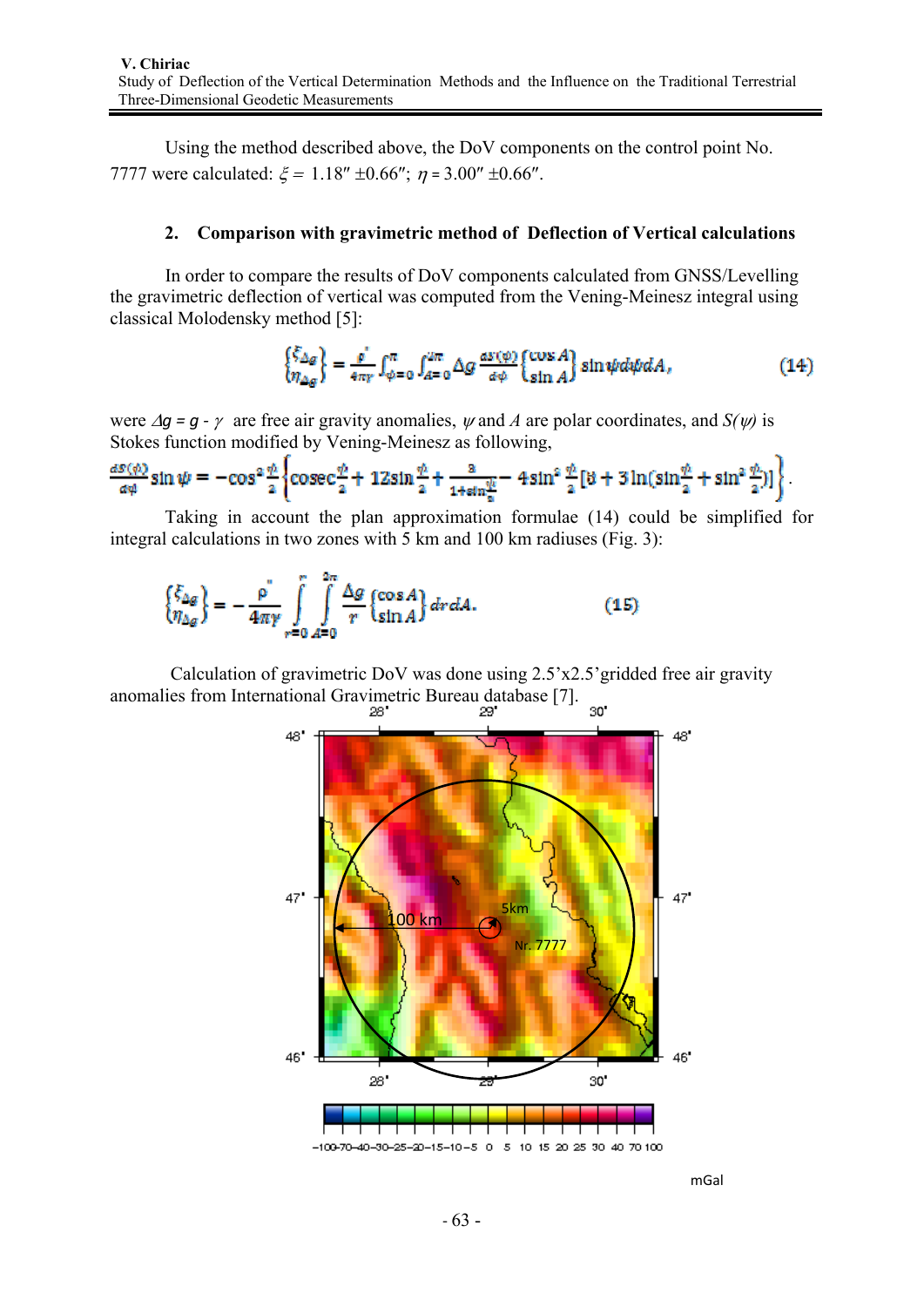Using the method described above, the DoV components on the control point No. 7777 were calculated: $\xi = 1.18'' \pm 0.66''$; $\eta = 3.00'' \pm 0.66''$.

## 2. Comparison with gravimetric method of Deflection of Vertical calculations

In order to compare the results of DoV components calculated from GNSS/Levelling the gravimetric deflection of vertical was computed from the Vening-Meinesz integral using classical Molodensky method [5]:

$$\begin{Bmatrix} \xi_{\Delta g} \\ \eta_{\Delta g} \end{Bmatrix} = \frac{\rho''}{4\pi\gamma} \int_{\psi=0}^{\pi} \int_{A=0}^{2\pi} \Delta g \frac{dS(\psi)}{d\psi} \begin{Bmatrix} \cos A \\ \sin A \end{Bmatrix} \sin\psi \, d\psi \, dA, \tag{14}$$

were $\Delta g = g - \gamma$ are free air gravity anomalies, $\psi$ and $A$ are polar coordinates, and $S(\psi)$ is Stokes function modified by Vening-Meinesz as following,

$$\frac{dS(\psi)}{d\psi} \sin\psi = -\cos^2\frac{\psi}{2}\left\{ \operatorname{cosec}\frac{\psi}{2} + 12\sin\frac{\psi}{2} + \frac{3}{1+\sin\frac{\psi}{2}} - 4\sin^2\frac{\psi}{2}\left[8 + 3\ln\left(\sin\frac{\psi}{2} + \sin^2\frac{\psi}{2}\right)\right]\right\}.$$

Taking in account the plan approximation formulae (14) could be simplified for integral calculations in two zones with 5 km and 100 km radiuses (Fig. 3):

$$\begin{Bmatrix} \xi_{\Delta g} \\ \eta_{\Delta g} \end{Bmatrix} = -\frac{\rho''}{4\pi\gamma} \int_{r=0}^{r} \int_{A=0}^{2\pi} \frac{\Delta g}{r} \begin{Bmatrix} \cos A \\ \sin A \end{Bmatrix} dr \, dA. \tag{15}$$

Calculation of gravimetric DoV was done using 2.5'x2.5'gridded free air gravity anomalies from International Gravimetric Bureau database [7].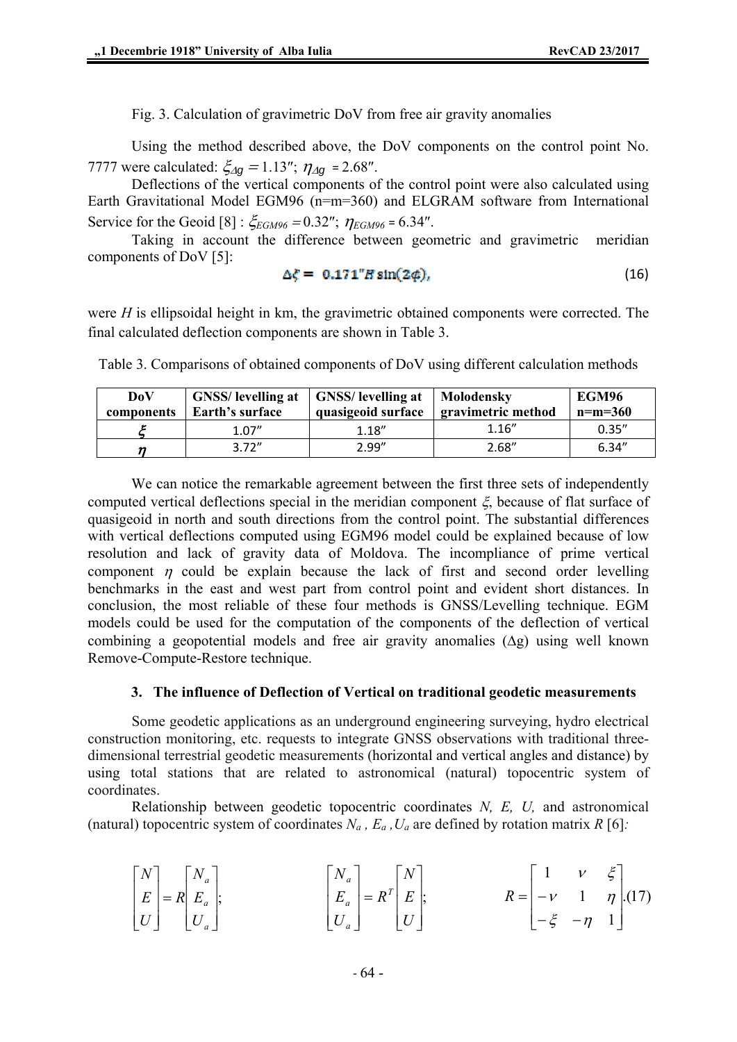Fig. 3. Calculation of gravimetric DoV from free air gravity anomalies

Using the method described above, the DoV components on the control point No. 7777 were calculated: $\xi_{\Delta g} = 1.13''$; $\eta_{\Delta g} = 2.68''$.

Deflections of the vertical components of the control point were also calculated using Earth Gravitational Model EGM96 (n=m=360) and ELGRAM software from International Service for the Geoid [8] : $\xi_{EGM96} = 0.32''$; $\eta_{EGM96} = 6.34''$.

Taking in account the difference between geometric and gravimetric meridian components of DoV [5]:

$$\Delta\xi = 0.171'' H \sin(2\phi), \tag{16}$$

were $H$ is ellipsoidal height in km, the gravimetric obtained components were corrected. The final calculated deflection components are shown in Table 3.

Table 3. Comparisons of obtained components of DoV using different calculation methods

| DoV components | GNSS/ levelling at Earth's surface | GNSS/ levelling at quasigeoid surface | Molodensky gravimetric method | EGM96 n=m=360 |
|---|---|---|---|---|
| $\xi$ | 1.07″ | 1.18″ | 1.16″ | 0.35″ |
| $\eta$ | 3.72″ | 2.99″ | 2.68″ | 6.34″ |

We can notice the remarkable agreement between the first three sets of independently computed vertical deflections special in the meridian component $\xi$, because of flat surface of quasigeoid in north and south directions from the control point. The substantial differences with vertical deflections computed using EGM96 model could be explained because of low resolution and lack of gravity data of Moldova. The incompliance of prime vertical component $\eta$ could be explain because the lack of first and second order levelling benchmarks in the east and west part from control point and evident short distances. In conclusion, the most reliable of these four methods is GNSS/Levelling technique. EGM models could be used for the computation of the components of the deflection of vertical combining a geopotential models and free air gravity anomalies ($\Delta$g) using well known Remove-Compute-Restore technique.

## 3. The influence of Deflection of Vertical on traditional geodetic measurements

Some geodetic applications as an underground engineering surveying, hydro electrical construction monitoring, etc. requests to integrate GNSS observations with traditional three-dimensional terrestrial geodetic measurements (horizontal and vertical angles and distance) by using total stations that are related to astronomical (natural) topocentric system of coordinates.

Relationship between geodetic topocentric coordinates $N$, $E$, $U$, and astronomical (natural) topocentric system of coordinates $N_a$ , $E_a$ , $U_a$ are defined by rotation matrix $R$ [6]:

$$\begin{bmatrix} N \\ E \\ U \end{bmatrix} = R \begin{bmatrix} N_a \\ E_a \\ U_a \end{bmatrix}; \qquad \begin{bmatrix} N_a \\ E_a \\ U_a \end{bmatrix} = R^T \begin{bmatrix} N \\ E \\ U \end{bmatrix}; \qquad R = \begin{bmatrix} 1 & \nu & \xi \\ -\nu & 1 & \eta \\ -\xi & -\eta & 1 \end{bmatrix}. \tag{17}$$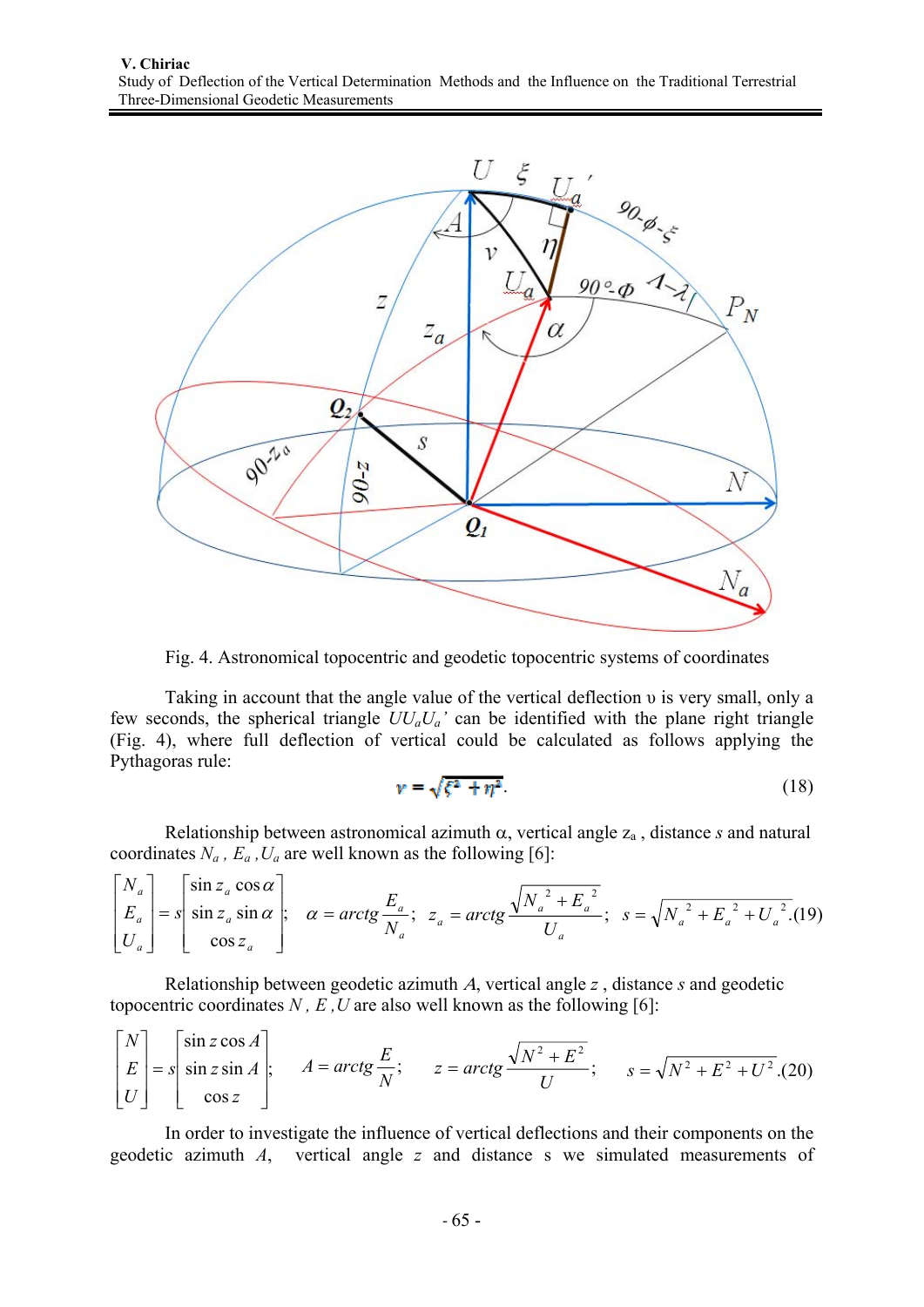Fig. 4. Astronomical topocentric and geodetic topocentric systems of coordinates

Taking in account that the angle value of the vertical deflection υ is very small, only a few seconds, the spherical triangle $UU_aU_a'$ can be identified with the plane right triangle (Fig. 4), where full deflection of vertical could be calculated as follows applying the Pythagoras rule:

$$v = \sqrt{\xi^2 + \eta^2}. \tag{18}$$

Relationship between astronomical azimuth α, vertical angle $z_a$, distance $s$ and natural coordinates $N_a$, $E_a$, $U_a$ are well known as the following [6]:

$$\begin{bmatrix} N_a \\ E_a \\ U_a \end{bmatrix} = s \begin{bmatrix} \sin z_a \cos \alpha \\ \sin z_a \sin \alpha \\ \cos z_a \end{bmatrix}; \quad \alpha = arctg \frac{E_a}{N_a}; \quad z_a = arctg \frac{\sqrt{N_a^{\,2} + E_a^{\,2}}}{U_a}; \quad s = \sqrt{N_a^{\,2} + E_a^{\,2} + U_a^{\,2}}. \tag{19}$$

Relationship between geodetic azimuth $A$, vertical angle $z$, distance $s$ and geodetic topocentric coordinates $N$, $E$, $U$ are also well known as the following [6]:

$$\begin{bmatrix} N \\ E \\ U \end{bmatrix} = s \begin{bmatrix} \sin z \cos A \\ \sin z \sin A \\ \cos z \end{bmatrix}; \quad A = arctg \frac{E}{N}; \quad z = arctg \frac{\sqrt{N^2 + E^2}}{U}; \quad s = \sqrt{N^2 + E^2 + U^2}. \tag{20}$$

In order to investigate the influence of vertical deflections and their components on the geodetic azimuth $A$, vertical angle $z$ and distance s we simulated measurements of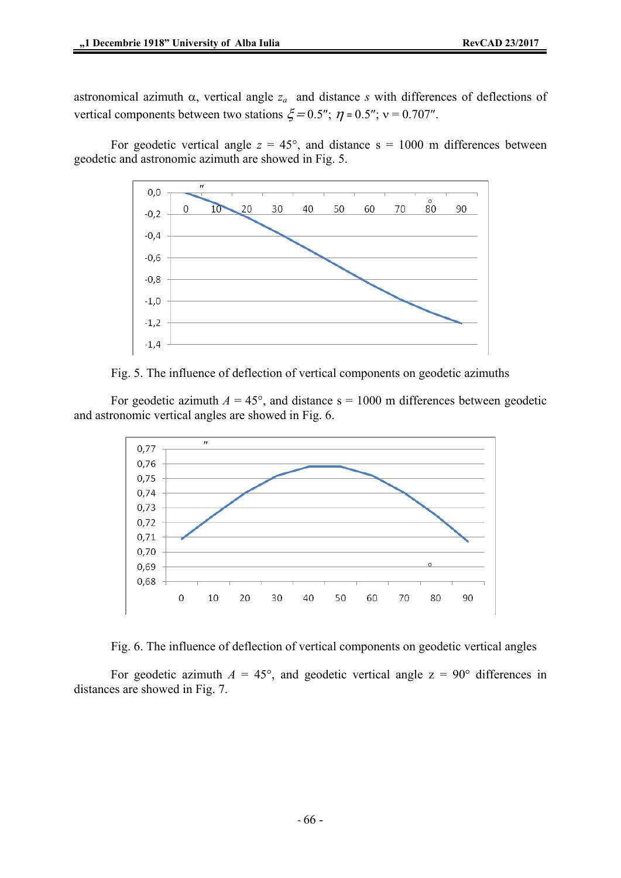astronomical azimuth α, vertical angle $z_a$ and distance $s$ with differences of deflections of vertical components between two stations $\xi = 0.5''$; $\eta = 0.5''$; $\nu = 0.707''$.

For geodetic vertical angle $z$ = 45°, and distance s = 1000 m differences between geodetic and astronomic azimuth are showed in Fig. 5.

Fig. 5. The influence of deflection of vertical components on geodetic azimuths

For geodetic azimuth $A$ = 45°, and distance s = 1000 m differences between geodetic and astronomic vertical angles are showed in Fig. 6.

Fig. 6. The influence of deflection of vertical components on geodetic vertical angles

For geodetic azimuth $A$ = 45°, and geodetic vertical angle z = 90° differences in distances are showed in Fig. 7.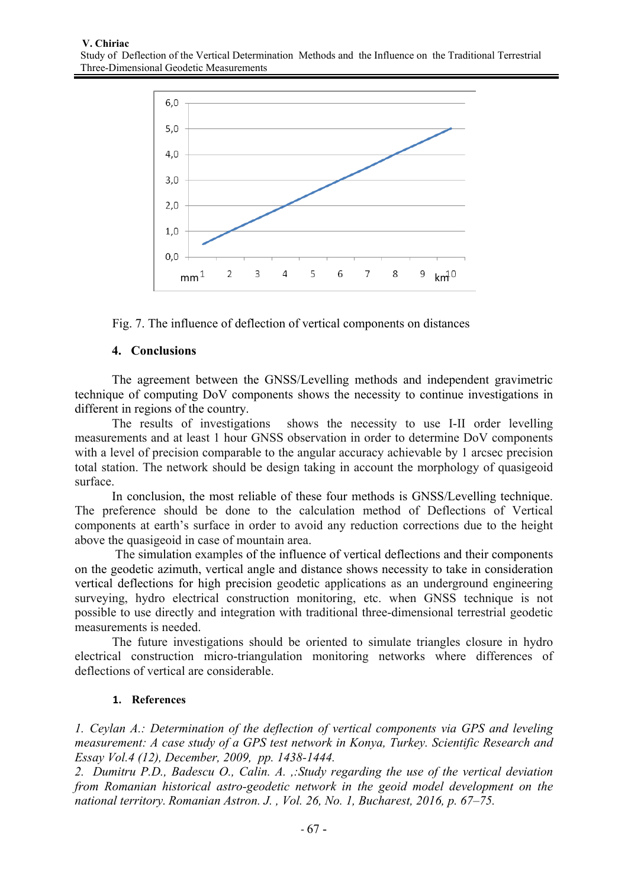Fig. 7. The influence of deflection of vertical components on distances

## 4. Conclusions

The agreement between the GNSS/Levelling methods and independent gravimetric technique of computing DoV components shows the necessity to continue investigations in different in regions of the country.

The results of investigations shows the necessity to use I-II order levelling measurements and at least 1 hour GNSS observation in order to determine DoV components with a level of precision comparable to the angular accuracy achievable by 1 arcsec precision total station. The network should be design taking in account the morphology of quasigeoid surface.

In conclusion, the most reliable of these four methods is GNSS/Levelling technique. The preference should be done to the calculation method of Deflections of Vertical components at earth's surface in order to avoid any reduction corrections due to the height above the quasigeoid in case of mountain area.

The simulation examples of the influence of vertical deflections and their components on the geodetic azimuth, vertical angle and distance shows necessity to take in consideration vertical deflections for high precision geodetic applications as an underground engineering surveying, hydro electrical construction monitoring, etc. when GNSS technique is not possible to use directly and integration with traditional three-dimensional terrestrial geodetic measurements is needed.

The future investigations should be oriented to simulate triangles closure in hydro electrical construction micro-triangulation monitoring networks where differences of deflections of vertical are considerable.

## 1. References

*1. Ceylan A.: Determination of the deflection of vertical components via GPS and leveling measurement: A case study of a GPS test network in Konya, Turkey. Scientific Research and Essay Vol.4 (12), December, 2009, pp. 1438-1444.*

*2. Dumitru P.D., Badescu O., Calin. A. ,:Study regarding the use of the vertical deviation from Romanian historical astro-geodetic network in the geoid model development on the national territory. Romanian Astron. J. , Vol. 26, No. 1, Bucharest, 2016, p. 67–75.*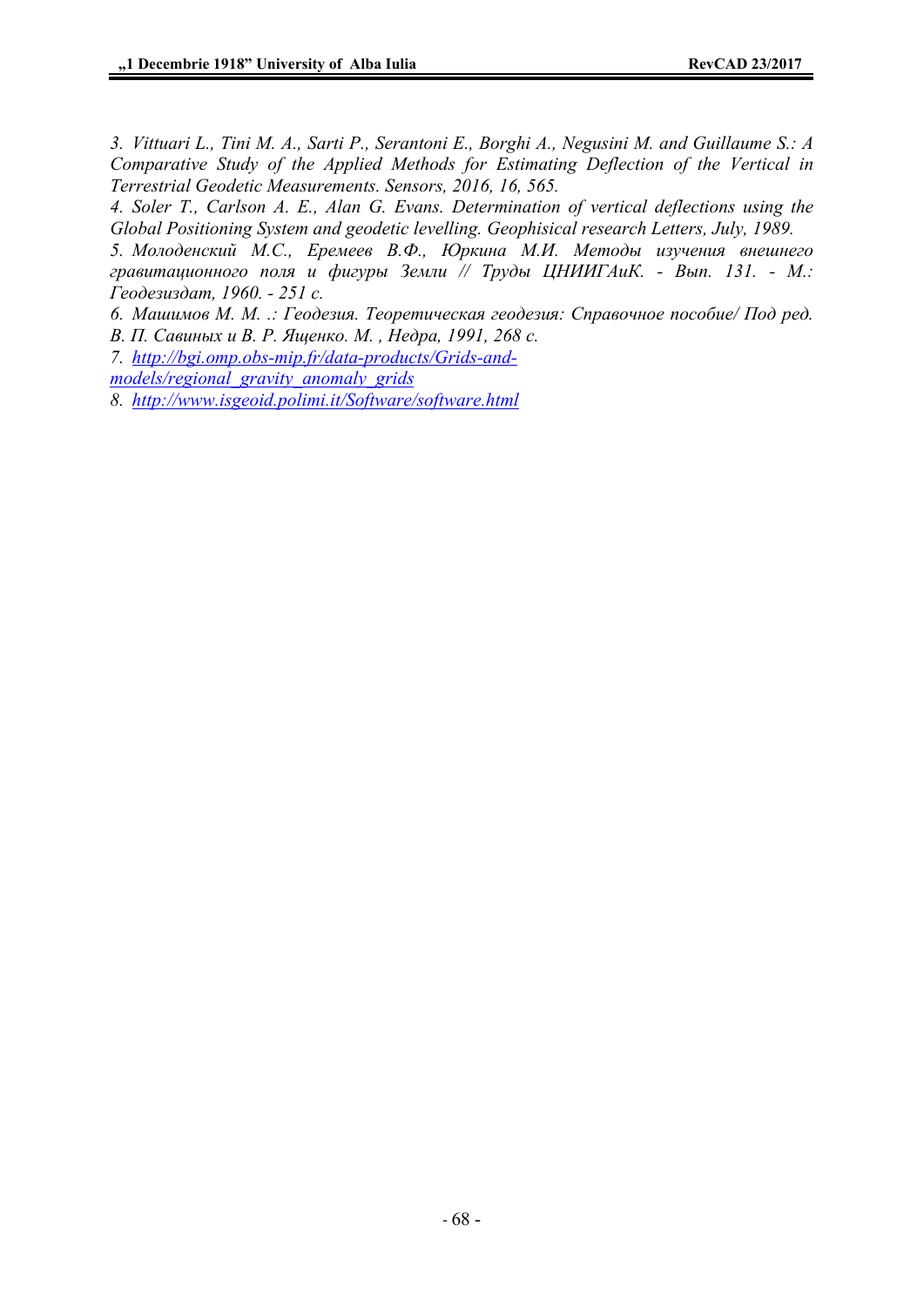*3. Vittuari L., Tini M. A., Sarti P., Serantoni E., Borghi A., Negusini M. and Guillaume S.: A Comparative Study of the Applied Methods for Estimating Deflection of the Vertical in Terrestrial Geodetic Measurements. Sensors, 2016, 16, 565.*

*4. Soler T., Carlson A. E., Alan G. Evans. Determination of vertical deflections using the Global Positioning System and geodetic levelling. Geophisical research Letters, July, 1989.*

*5. Молоденский М.С., Еремеев В.Ф., Юркина М.И. Методы изучения внешнего гравитационного поля и фигуры Земли // Труды ЦНИИГАиК. - Вып. 131. - М.: Геодезиздат, 1960. - 251 с.*

*6. Машимов М. М. .: Геодезия. Теоретическая геодезия: Справочное пособие/ Под ред. В. П. Савиных и В. Р. Ященко. М. , Недра, 1991, 268 с.*

*7. [http://bgi.omp.obs-mip.fr/data-products/Grids-and-models/regional_gravity_anomaly_grids](http://bgi.omp.obs-mip.fr/data-products/Grids-and-models/regional_gravity_anomaly_grids)*

*8. [http://www.isgeoid.polimi.it/Software/software.html](http://www.isgeoid.polimi.it/Software/software.html)*